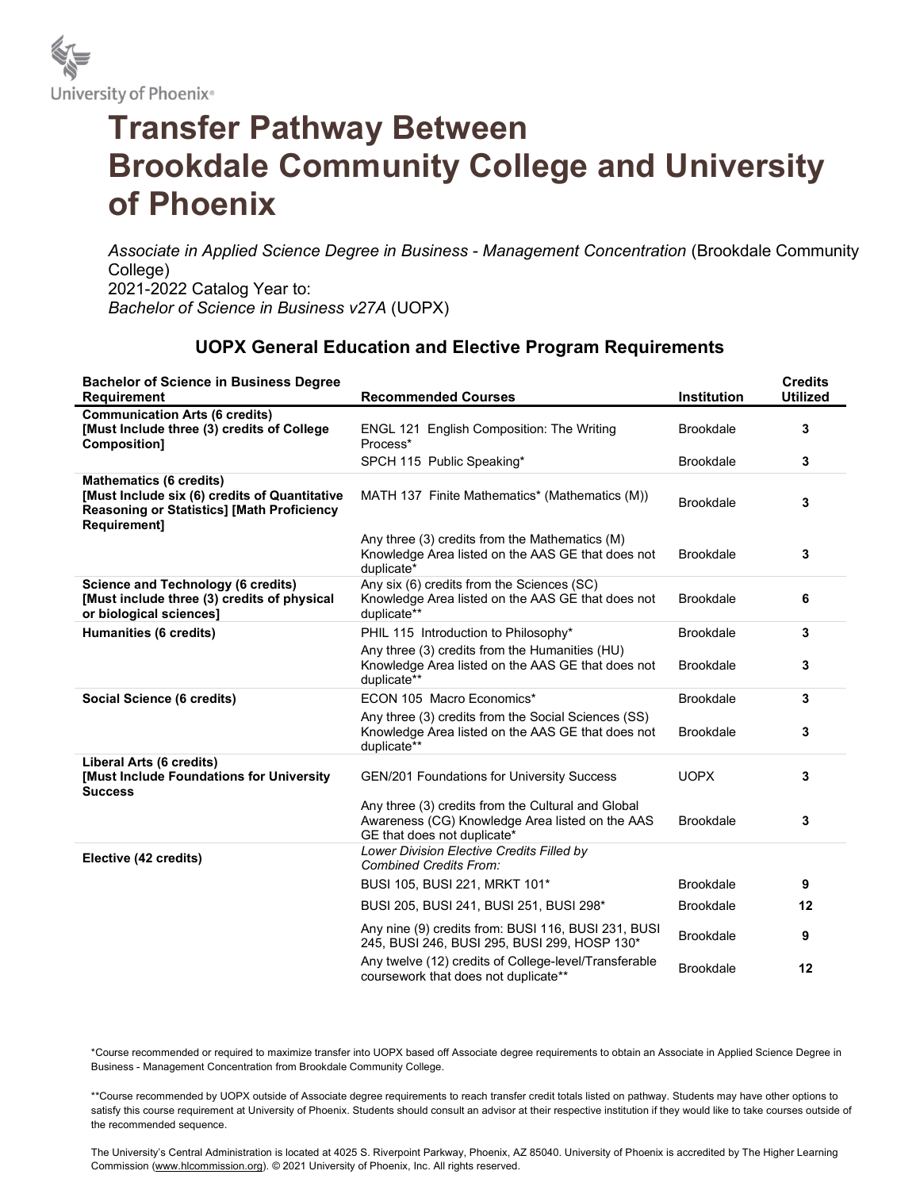University of Phoenix®

# Transfer Pathway Between Brookdale Community College and University of Phoenix

*Associate in Applied Science Degree in Business - Management Concentration* (Brookdale Community College)
2021-2022 Catalog Year to:
*Bachelor of Science in Business v27A* (UOPX)

## UOPX General Education and Elective Program Requirements

| Bachelor of Science in Business Degree Requirement | Recommended Courses | Institution | Credits Utilized |
|---|---|---|---|
| **Communication Arts (6 credits) [Must Include three (3) credits of College Composition]** | ENGL 121 English Composition: The Writing Process* | Brookdale | **3** |
| | SPCH 115 Public Speaking* | Brookdale | **3** |
| **Mathematics (6 credits) [Must Include six (6) credits of Quantitative Reasoning or Statistics] [Math Proficiency Requirement]** | MATH 137 Finite Mathematics* (Mathematics (M)) | Brookdale | **3** |
| | Any three (3) credits from the Mathematics (M) Knowledge Area listed on the AAS GE that does not duplicate* | Brookdale | **3** |
| **Science and Technology (6 credits) [Must include three (3) credits of physical or biological sciences]** | Any six (6) credits from the Sciences (SC) Knowledge Area listed on the AAS GE that does not duplicate** | Brookdale | **6** |
| **Humanities (6 credits)** | PHIL 115 Introduction to Philosophy* | Brookdale | **3** |
| | Any three (3) credits from the Humanities (HU) Knowledge Area listed on the AAS GE that does not duplicate** | Brookdale | **3** |
| **Social Science (6 credits)** | ECON 105 Macro Economics* | Brookdale | **3** |
| | Any three (3) credits from the Social Sciences (SS) Knowledge Area listed on the AAS GE that does not duplicate** | Brookdale | **3** |
| **Liberal Arts (6 credits) [Must Include Foundations for University Success** | GEN/201 Foundations for University Success | UOPX | **3** |
| | Any three (3) credits from the Cultural and Global Awareness (CG) Knowledge Area listed on the AAS GE that does not duplicate* | Brookdale | **3** |
| **Elective (42 credits)** | *Lower Division Elective Credits Filled by Combined Credits From:* | | |
| | BUSI 105, BUSI 221, MRKT 101* | Brookdale | **9** |
| | BUSI 205, BUSI 241, BUSI 251, BUSI 298* | Brookdale | **12** |
| | Any nine (9) credits from: BUSI 116, BUSI 231, BUSI 245, BUSI 246, BUSI 295, BUSI 299, HOSP 130* | Brookdale | **9** |
| | Any twelve (12) credits of College-level/Transferable coursework that does not duplicate** | Brookdale | **12** |

*Course recommended or required to maximize transfer into UOPX based off Associate degree requirements to obtain an Associate in Applied Science Degree in Business - Management Concentration from Brookdale Community College.

**Course recommended by UOPX outside of Associate degree requirements to reach transfer credit totals listed on pathway. Students may have other options to satisfy this course requirement at University of Phoenix. Students should consult an advisor at their respective institution if they would like to take courses outside of the recommended sequence.

The University's Central Administration is located at 4025 S. Riverpoint Parkway, Phoenix, AZ 85040. University of Phoenix is accredited by The Higher Learning Commission (www.hlcommission.org). © 2021 University of Phoenix, Inc. All rights reserved.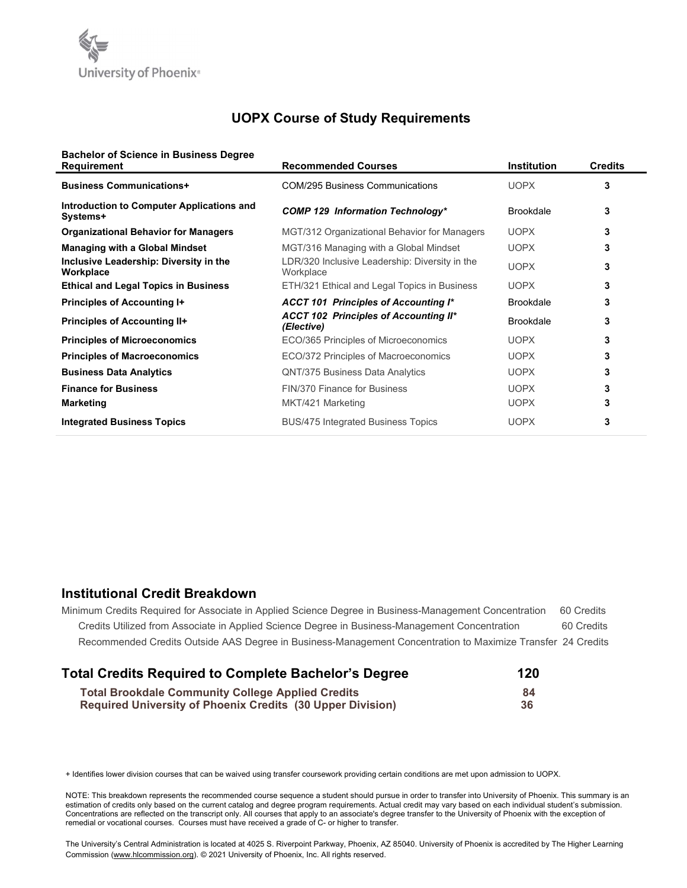University of Phoenix®

# UOPX Course of Study Requirements

| Bachelor of Science in Business Degree Requirement | Recommended Courses | Institution | Credits |
|---|---|---|---|
| **Business Communications+** | COM/295 Business Communications | UOPX | 3 |
| **Introduction to Computer Applications and Systems+** | ***COMP 129 Information Technology**** | Brookdale | 3 |
| **Organizational Behavior for Managers** | MGT/312 Organizational Behavior for Managers | UOPX | 3 |
| **Managing with a Global Mindset** | MGT/316 Managing with a Global Mindset | UOPX | 3 |
| **Inclusive Leadership: Diversity in the Workplace** | LDR/320 Inclusive Leadership: Diversity in the Workplace | UOPX | 3 |
| **Ethical and Legal Topics in Business** | ETH/321 Ethical and Legal Topics in Business | UOPX | 3 |
| **Principles of Accounting I+** | ***ACCT 101 Principles of Accounting I**** | Brookdale | 3 |
| **Principles of Accounting II+** | ***ACCT 102 Principles of Accounting II* (Elective)*** | Brookdale | 3 |
| **Principles of Microeconomics** | ECO/365 Principles of Microeconomics | UOPX | 3 |
| **Principles of Macroeconomics** | ECO/372 Principles of Macroeconomics | UOPX | 3 |
| **Business Data Analytics** | QNT/375 Business Data Analytics | UOPX | 3 |
| **Finance for Business** | FIN/370 Finance for Business | UOPX | 3 |
| **Marketing** | MKT/421 Marketing | UOPX | 3 |
| **Integrated Business Topics** | BUS/475 Integrated Business Topics | UOPX | 3 |

## Institutional Credit Breakdown

Minimum Credits Required for Associate in Applied Science Degree in Business-Management Concentration 60 Credits

Credits Utilized from Associate in Applied Science Degree in Business-Management Concentration 60 Credits

Recommended Credits Outside AAS Degree in Business-Management Concentration to Maximize Transfer 24 Credits

## Total Credits Required to Complete Bachelor's Degree 120

**Total Brookdale Community College Applied Credits 84**

**Required University of Phoenix Credits (30 Upper Division) 36**

+ Identifies lower division courses that can be waived using transfer coursework providing certain conditions are met upon admission to UOPX.

NOTE: This breakdown represents the recommended course sequence a student should pursue in order to transfer into University of Phoenix. This summary is an estimation of credits only based on the current catalog and degree program requirements. Actual credit may vary based on each individual student's submission. Concentrations are reflected on the transcript only. All courses that apply to an associate's degree transfer to the University of Phoenix with the exception of remedial or vocational courses. Courses must have received a grade of C- or higher to transfer.

The University's Central Administration is located at 4025 S. Riverpoint Parkway, Phoenix, AZ 85040. University of Phoenix is accredited by The Higher Learning Commission (www.hlcommission.org). © 2021 University of Phoenix, Inc. All rights reserved.